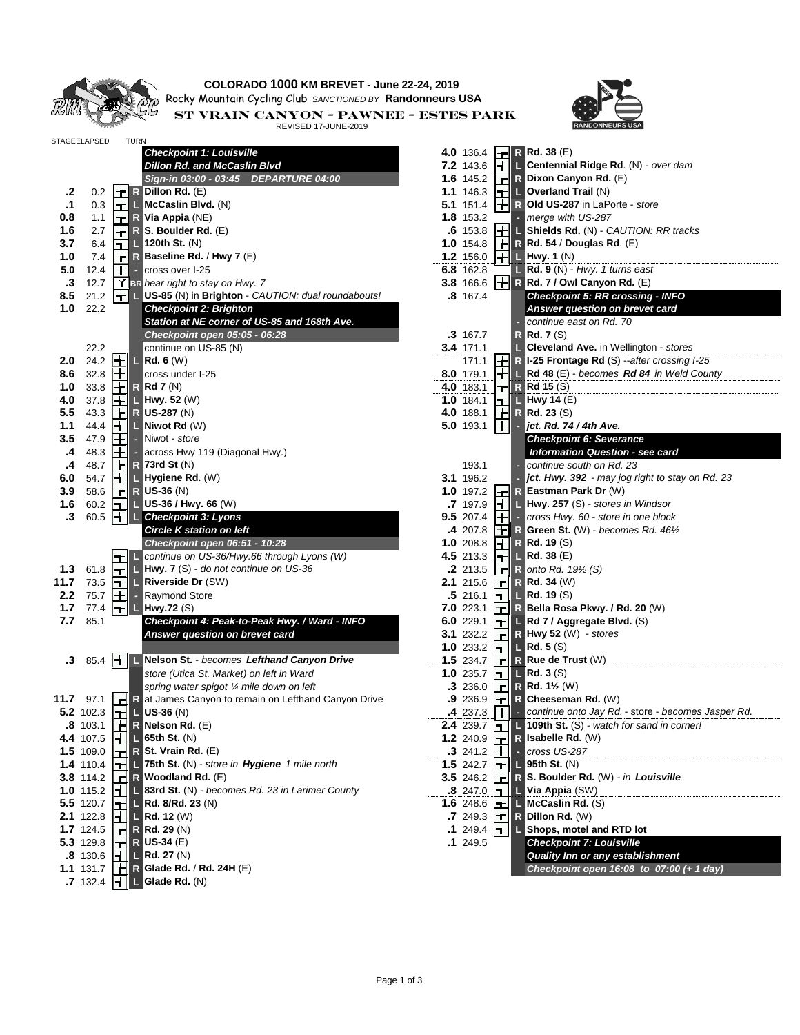# COLORADO 1000 KM BREVET - June 22-24, 2019

Rocky Mountain Cycling Club *SANCTIONED BY* **Randonneurs USA**

**ST VRAIN CANYON - PAWNEE - ESTES PARK**

REVISED 17-JUNE-2019

| STAGE | ELAPSED | TURN | |
|---|---|---|---|
| | | | ***Checkpoint 1: Louisville*** |
| | | | ***Dillon Rd. and McCaslin Blvd*** |
| | | | ***Sign-in 03:00 - 03:45 DEPARTURE 04:00*** |
| **.2** | 0.2 | R | **Dillon Rd.** (E) |
| **.1** | 0.3 | L | **McCaslin Blvd.** (N) |
| **0.8** | 1.1 | R | **Via Appia** (NE) |
| **1.6** | 2.7 | R | **S. Boulder Rd.** (E) |
| **3.7** | 6.4 | L | **120th St.** (N) |
| **1.0** | 7.4 | R | **Baseline Rd.** / **Hwy 7** (E) |
| **5.0** | 12.4 | - | cross over I-25 |
| **.3** | 12.7 | BR | *bear right to stay on Hwy. 7* |
| **8.5** | 21.2 | L | **US-85** (N) in **Brighton** - *CAUTION: dual roundabouts!* |
| **1.0** | 22.2 | | ***Checkpoint 2: Brighton*** |
| | | | ***Station at NE corner of US-85 and 168th Ave.*** |
| | | | ***Checkpoint open 05:05 - 06:28*** |
| | 22.2 | | continue on US-85 (N) |
| **2.0** | 24.2 | L | **Rd. 6** (W) |
| **8.6** | 32.8 | | cross under I-25 |
| **1.0** | 33.8 | R | **Rd 7** (N) |
| **4.0** | 37.8 | L | **Hwy. 52** (W) |
| **5.5** | 43.3 | R | **US-287** (N) |
| **1.1** | 44.4 | L | **Niwot Rd** (W) |
| **3.5** | 47.9 | - | *Niwot - store* |
| **.4** | 48.3 | - | across Hwy 119 (Diagonal Hwy.) |
| **.4** | 48.7 | R | **73rd St** (N) |
| **6.0** | 54.7 | L | **Hygiene Rd.** (W) |
| **3.9** | 58.6 | R | **US-36** (N) |
| **1.6** | 60.2 | L | **US-36 / Hwy. 66** (W) |
| **.3** | 60.5 | L | ***Checkpoint 3: Lyons*** |
| | | | ***Circle K station on left*** |
| | | | ***Checkpoint open 06:51 - 10:28*** |
| | | L | *continue on US-36/Hwy.66 through Lyons (W)* |
| **1.3** | 61.8 | L | **Hwy. 7** (S) - *do not continue on US-36* |
| **11.7** | 73.5 | L | **Riverside Dr** (SW) |
| **2.2** | 75.7 | - | Raymond Store |
| **1.7** | 77.4 | L | **Hwy.72** (S) |
| **7.7** | 85.1 | | ***Checkpoint 4: Peak-to-Peak Hwy. / Ward - INFO*** |
| | | | ***Answer question on brevet card*** |
| **.3** | 85.4 | L | **Nelson St.** - *becomes* ***Lefthand Canyon Drive*** |
| | | | *store (Utica St. Market) on left in Ward* |
| | | | *spring water spigot ¼ mile down on left* |
| **11.7** | 97.1 | R | at James Canyon to remain on Lefthand Canyon Drive |
| **5.2** | 102.3 | L | **US-36** (N) |
| **.8** | 103.1 | R | **Nelson Rd.** (E) |
| **4.4** | 107.5 | L | **65th St.** (N) |
| **1.5** | 109.0 | R | **St. Vrain Rd.** (E) |
| **1.4** | 110.4 | L | **75th St.** (N) - *store in* ***Hygiene*** *1 mile north* |
| **3.8** | 114.2 | R | **Woodland Rd.** (E) |
| **1.0** | 115.2 | L | **83rd St.** (N) - *becomes Rd. 23 in Larimer County* |
| **5.5** | 120.7 | L | **Rd. 8/Rd. 23** (N) |
| **2.1** | 122.8 | L | **Rd. 12** (W) |
| **1.7** | 124.5 | R | **Rd. 29** (N) |
| **5.3** | 129.8 | R | **US-34** (E) |
| **.8** | 130.6 | L | **Rd. 27** (N) |
| **1.1** | 131.7 | R | **Glade Rd.** / **Rd. 24H** (E) |
| **.7** | 132.4 | L | **Glade Rd.** (N) |
| **4.0** | 136.4 | R | **Rd. 38** (E) |
| **7.2** | 143.6 | L | **Centennial Ridge Rd**. (N) - *over dam* |
| **1.6** | 145.2 | R | **Dixon Canyon Rd.** (E) |
| **1.1** | 146.3 | L | **Overland Trail** (N) |
| **5.1** | 151.4 | R | **Old US-287** in LaPorte - *store* |
| **1.8** | 153.2 | - | *merge with US-287* |
| **.6** | 153.8 | L | **Shields Rd.** (N) - *CAUTION: RR tracks* |
| **1.0** | 154.8 | R | **Rd. 54** / **Douglas Rd**. (E) |
| **1.2** | 156.0 | L | **Hwy. 1** (N) |
| **6.8** | 162.8 | L | **Rd. 9** (N) - *Hwy. 1 turns east* |
| **3.8** | 166.6 | R | **Rd. 7 / Owl Canyon Rd.** (E) |
| **.8** | 167.4 | | ***Checkpoint 5: RR crossing - INFO*** |
| | | | ***Answer question on brevet card*** |
| | | - | *continue east on Rd. 70* |
| **.3** | 167.7 | R | **Rd. 7** (S) |
| **3.4** | 171.1 | L | **Cleveland Ave.** in Wellington - *stores* |
| | 171.1 | R | **I-25 Frontage Rd** (S) *--after crossing I-25* |
| **8.0** | 179.1 | L | **Rd 48** (E) - *becomes* ***Rd 84*** *in Weld County* |
| **4.0** | 183.1 | R | **Rd 15** (S) |
| **1.0** | 184.1 | L | **Hwy 14** (E) |
| **4.0** | 188.1 | R | **Rd. 23** (S) |
| **5.0** | 193.1 | - | ***jct. Rd. 74 / 4th Ave.*** |
| | | | ***Checkpoint 6: Severance*** |
| | | | ***Information Question - see card*** |
| | 193.1 | - | *continue south on Rd. 23* |
| **3.1** | 196.2 | - | ***jct. Hwy. 392*** *- may jog right to stay on Rd. 23* |
| **1.0** | 197.2 | R | **Eastman Park Dr** (W) |
| **.7** | 197.9 | L | **Hwy. 257** (S) - *stores in Windsor* |
| **9.5** | 207.4 | - | *cross Hwy. 60 - store in one block* |
| **.4** | 207.8 | R | **Green St.** (W) - *becomes Rd. 46½* |
| **1.0** | 208.8 | R | **Rd. 19** (S) |
| **4.5** | 213.3 | L | **Rd. 38** (E) |
| **.2** | 213.5 | R | *onto Rd. 19½ (S)* |
| **2.1** | 215.6 | R | **Rd. 34** (W) |
| **.5** | 216.1 | L | **Rd. 19** (S) |
| **7.0** | 223.1 | R | **Bella Rosa Pkwy. / Rd. 20** (W) |
| **6.0** | 229.1 | L | **Rd 7 / Aggregate Blvd.** (S) |
| **3.1** | 232.2 | R | **Hwy 52** (W) - *stores* |
| **1.0** | 233.2 | L | **Rd. 5** (S) |
| **1.5** | 234.7 | R | **Rue de Trust** (W) |
| **1.0** | 235.7 | L | **Rd. 3** (S) |
| **.3** | 236.0 | R | **Rd. 1½** (W) |
| **.9** | 236.9 | R | **Cheeseman Rd.** (W) |
| **.4** | 237.3 | - | *continue onto Jay Rd. - store - becomes Jasper Rd.* |
| **2.4** | 239.7 | L | **109th St.** (S) - *watch for sand in corner!* |
| **1.2** | 240.9 | R | **Isabelle Rd.** (W) |
| **.3** | 241.2 | - | *cross US-287* |
| **1.5** | 242.7 | L | **95th St.** (N) |
| **3.5** | 246.2 | R | **S. Boulder Rd.** (W) - *in* ***Louisville*** |
| **.8** | 247.0 | L | **Via Appia** (SW) |
| **1.6** | 248.6 | L | **McCaslin Rd.** (S) |
| **.7** | 249.3 | R | **Dillon Rd.** (W) |
| **.1** | 249.4 | L | **Shops, motel and RTD lot** |
| **.1** | 249.5 | | ***Checkpoint 7: Louisville*** |
| | | | ***Quality Inn or any establishment*** |
| | | | ***Checkpoint open 16:08 to 07:00 (+ 1 day)*** |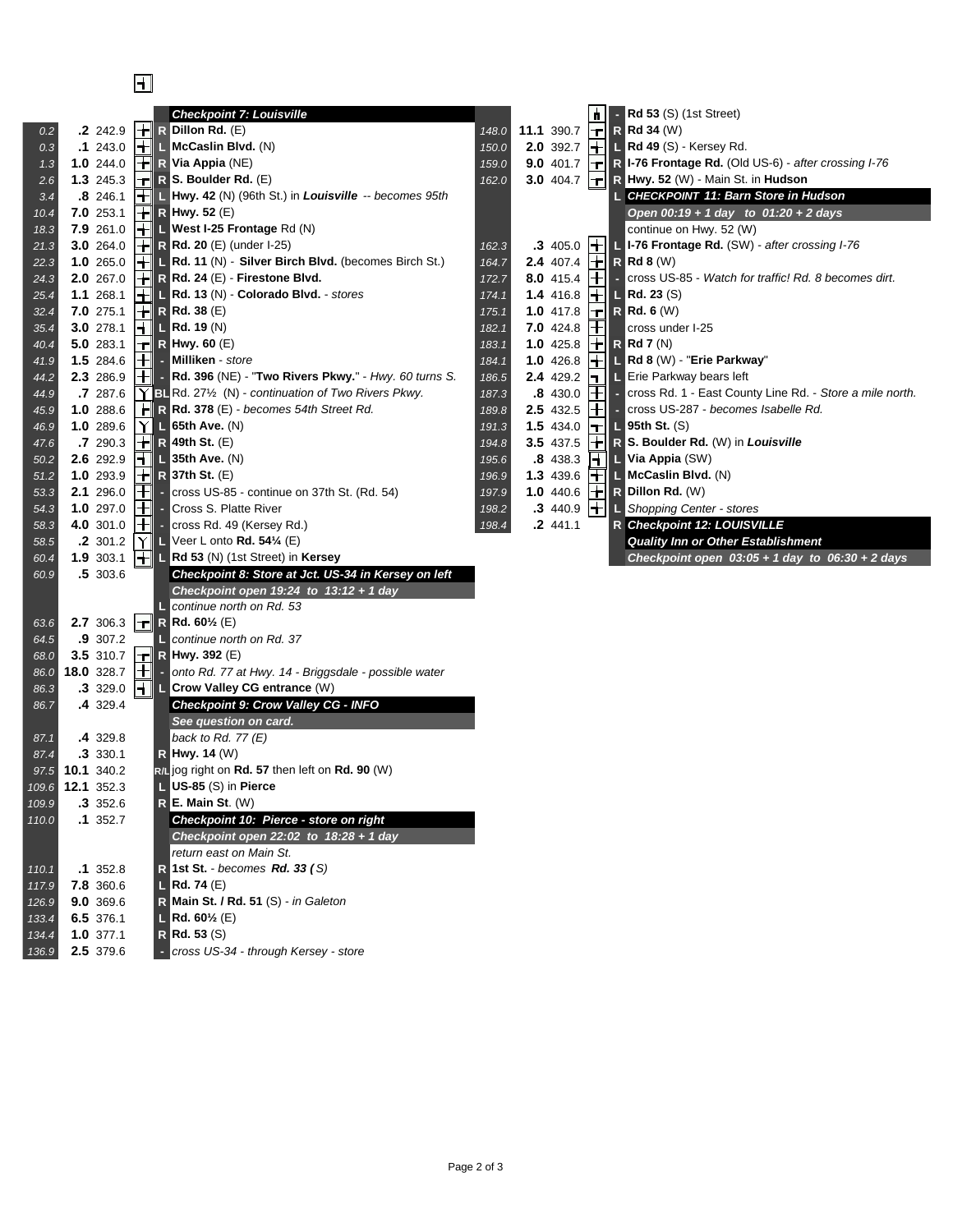| Seg | Dist | Total | Turn | Direction |
|---|---|---|---|---|
| | | | | **Checkpoint 7: Louisville** |
| 0.2 | .2 | 242.9 | R | **Dillon Rd.** (E) |
| 0.3 | .1 | 243.0 | L | **McCaslin Blvd.** (N) |
| 1.3 | 1.0 | 244.0 | R | **Via Appia** (NE) |
| 2.6 | 1.3 | 245.3 | R | **S. Boulder Rd.** (E) |
| 3.4 | .8 | 246.1 | L | **Hwy. 42** (N) (96th St.) in ***Louisville*** *-- becomes 95th* |
| 10.4 | 7.0 | 253.1 | R | **Hwy. 52** (E) |
| 18.3 | 7.9 | 261.0 | L | **West I-25 Frontage** Rd (N) |
| 21.3 | 3.0 | 264.0 | R | **Rd. 20** (E) (under I-25) |
| 22.3 | 1.0 | 265.0 | L | **Rd. 11** (N) - **Silver Birch Blvd.** (becomes Birch St.) |
| 24.3 | 2.0 | 267.0 | R | **Rd. 24** (E) - **Firestone Blvd.** |
| 25.4 | 1.1 | 268.1 | L | **Rd. 13** (N) - **Colorado Blvd.** - *stores* |
| 32.4 | 7.0 | 275.1 | R | **Rd. 38** (E) |
| 35.4 | 3.0 | 278.1 | L | **Rd. 19** (N) |
| 40.4 | 5.0 | 283.1 | R | **Hwy. 60** (E) |
| 41.9 | 1.5 | 284.6 | - | **Milliken** - *store* |
| 44.2 | 2.3 | 286.9 | - | **Rd. 396** (NE) - "**Two Rivers Pkwy.**" - *Hwy. 60 turns S.* |
| 44.9 | .7 | 287.6 | BL | Rd. 27½ (N) - *continuation of Two Rivers Pkwy.* |
| 45.9 | 1.0 | 288.6 | R | **Rd. 378** (E) - *becomes 54th Street Rd.* |
| 46.9 | 1.0 | 289.6 | L | **65th Ave.** (N) |
| 47.6 | .7 | 290.3 | R | **49th St.** (E) |
| 50.2 | 2.6 | 292.9 | L | **35th Ave.** (N) |
| 51.2 | 1.0 | 293.9 | R | **37th St.** (E) |
| 53.3 | 2.1 | 296.0 | - | cross US-85 - continue on 37th St. (Rd. 54) |
| 54.3 | 1.0 | 297.0 | - | Cross S. Platte River |
| 58.3 | 4.0 | 301.0 | - | cross Rd. 49 (Kersey Rd.) |
| 58.5 | .2 | 301.2 | L | Veer L onto **Rd. 54¼** (E) |
| 60.4 | 1.9 | 303.1 | L | **Rd 53** (N) (1st Street) in **Kersey** |
| 60.9 | .5 | 303.6 | | ***Checkpoint 8: Store at Jct. US-34 in Kersey on left*** |
| | | | | ***Checkpoint open 19:24 to 13:12 + 1 day*** |
| | | | L | *continue north on Rd. 53* |
| 63.6 | 2.7 | 306.3 | R | **Rd. 60½** (E) |
| 64.5 | .9 | 307.2 | L | *continue north on Rd. 37* |
| 68.0 | 3.5 | 310.7 | R | **Hwy. 392** (E) |
| 86.0 | 18.0 | 328.7 | - | *onto Rd. 77 at Hwy. 14 - Briggsdale - possible water* |
| 86.3 | .3 | 329.0 | L | **Crow Valley CG entrance** (W) |
| 86.7 | .4 | 329.4 | | ***Checkpoint 9: Crow Valley CG - INFO*** |
| | | | | ***See question on card.*** |
| 87.1 | .4 | 329.8 | | *back to Rd. 77 (E)* |
| 87.4 | .3 | 330.1 | R | **Hwy. 14** (W) |
| 97.5 | 10.1 | 340.2 | R/L | jog right on **Rd. 57** then left on **Rd. 90** (W) |
| 109.6 | 12.1 | 352.3 | L | **US-85** (S) in **Pierce** |
| 109.9 | .3 | 352.6 | R | **E. Main St**. (W) |
| 110.0 | .1 | 352.7 | | ***Checkpoint 10: Pierce - store on right*** |
| | | | | ***Checkpoint open 22:02 to 18:28 + 1 day*** |
| | | | | *return east on Main St.* |
| 110.1 | .1 | 352.8 | R | **1st St.** - *becomes* ***Rd. 33 (****S)* |
| 117.9 | 7.8 | 360.6 | L | **Rd. 74** (E) |
| 126.9 | 9.0 | 369.6 | R | **Main St. / Rd. 51** (S) - *in Galeton* |
| 133.4 | 6.5 | 376.1 | L | **Rd. 60½** (E) |
| 134.4 | 1.0 | 377.1 | R | **Rd. 53** (S) |
| 136.9 | 2.5 | 379.6 | - | *cross US-34 - through Kersey - store* |
| | | | - | **Rd 53** (S) (1st Street) |
| 148.0 | 11.1 | 390.7 | R | **Rd 34** (W) |
| 150.0 | 2.0 | 392.7 | L | **Rd 49** (S) - Kersey Rd. |
| 159.0 | 9.0 | 401.7 | R | **I-76 Frontage Rd.** (Old US-6) - *after crossing I-76* |
| 162.0 | 3.0 | 404.7 | R | **Hwy. 52** (W) - Main St. in **Hudson** |
| | | | L | ***CHECKPOINT 11: Barn Store in Hudson*** |
| | | | | ***Open 00:19 + 1 day to 01:20 + 2 days*** |
| | | | | continue on Hwy. 52 (W) |
| 162.3 | .3 | 405.0 | L | **I-76 Frontage Rd.** (SW) - *after crossing I-76* |
| 164.7 | 2.4 | 407.4 | R | **Rd 8** (W) |
| 172.7 | 8.0 | 415.4 | - | cross US-85 - *Watch for traffic! Rd. 8 becomes dirt.* |
| 174.1 | 1.4 | 416.8 | L | **Rd. 23** (S) |
| 175.1 | 1.0 | 417.8 | R | **Rd. 6** (W) |
| 182.1 | 7.0 | 424.8 | | cross under I-25 |
| 183.1 | 1.0 | 425.8 | R | **Rd 7** (N) |
| 184.1 | 1.0 | 426.8 | L | **Rd 8** (W) - "**Erie Parkway**" |
| 186.5 | 2.4 | 429.2 | L | Erie Parkway bears left |
| 187.3 | .8 | 430.0 | - | cross Rd. 1 - East County Line Rd. - *Store a mile north.* |
| 189.8 | 2.5 | 432.5 | - | cross US-287 - *becomes Isabelle Rd.* |
| 191.3 | 1.5 | 434.0 | L | **95th St.** (S) |
| 194.8 | 3.5 | 437.5 | R | **S. Boulder Rd.** (W) in ***Louisville*** |
| 195.6 | .8 | 438.3 | L | **Via Appia** (SW) |
| 196.9 | 1.3 | 439.6 | L | **McCaslin Blvd.** (N) |
| 197.9 | 1.0 | 440.6 | R | **Dillon Rd.** (W) |
| 198.2 | .3 | 440.9 | L | *Shopping Center - stores* |
| 198.4 | .2 | 441.1 | R | ***Checkpoint 12: LOUISVILLE*** |
| | | | | ***Quality Inn or Other Establishment*** |
| | | | | ***Checkpoint open 03:05 + 1 day to 06:30 + 2 days*** |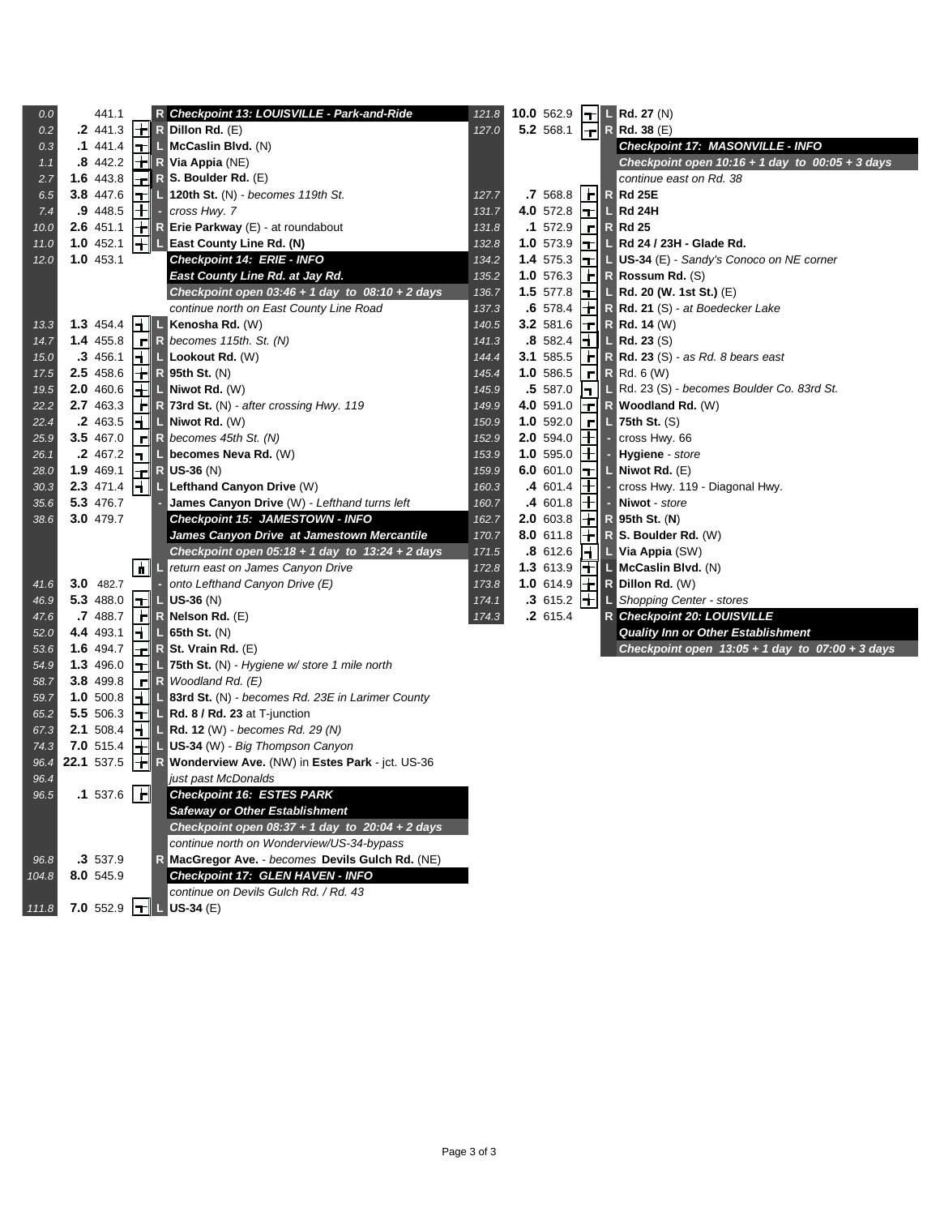| Total | Leg | Cum | Turn | Direction |
|---|---|---|---|---|
| 0.0 | | 441.1 | R | ***Checkpoint 13: LOUISVILLE - Park-and-Ride*** |
| 0.2 | **.2** | 441.3 | R | **Dillon Rd.** (E) |
| 0.3 | **.1** | 441.4 | L | **McCaslin Blvd.** (N) |
| 1.1 | **.8** | 442.2 | R | **Via Appia** (NE) |
| 2.7 | **1.6** | 443.8 | R | **S. Boulder Rd.** (E) |
| 6.5 | **3.8** | 447.6 | L | **120th St.** (N) - *becomes 119th St.* |
| 7.4 | **.9** | 448.5 | - | *cross Hwy. 7* |
| 10.0 | **2.6** | 451.1 | R | **Erie Parkway** (E) - at roundabout |
| 11.0 | **1.0** | 452.1 | L | **East County Line Rd. (N)** |
| 12.0 | **1.0** | 453.1 | | ***Checkpoint 14: ERIE - INFO*** |
| | | | | ***East County Line Rd. at Jay Rd.*** |
| | | | | ***Checkpoint open 03:46 + 1 day to 08:10 + 2 days*** |
| | | | | *continue north on East County Line Road* |
| 13.3 | **1.3** | 454.4 | L | **Kenosha Rd.** (W) |
| 14.7 | **1.4** | 455.8 | R | *becomes 115th. St. (N)* |
| 15.0 | **.3** | 456.1 | L | **Lookout Rd.** (W) |
| 17.5 | **2.5** | 458.6 | R | **95th St.** (N) |
| 19.5 | **2.0** | 460.6 | L | **Niwot Rd.** (W) |
| 22.2 | **2.7** | 463.3 | R | **73rd St.** (N) - *after crossing Hwy. 119* |
| 22.4 | **.2** | 463.5 | L | **Niwot Rd.** (W) |
| 25.9 | **3.5** | 467.0 | R | *becomes 45th St. (N)* |
| 26.1 | **.2** | 467.2 | L | **becomes Neva Rd.** (W) |
| 28.0 | **1.9** | 469.1 | R | **US-36** (N) |
| 30.3 | **2.3** | 471.4 | L | **Lefthand Canyon Drive** (W) |
| 35.6 | **5.3** | 476.7 | - | **James Canyon Drive** (W) - *Lefthand turns left* |
| 38.6 | **3.0** | 479.7 | | ***Checkpoint 15: JAMESTOWN - INFO*** |
| | | | | ***James Canyon Drive at Jamestown Mercantile*** |
| | | | | ***Checkpoint open 05:18 + 1 day to 13:24 + 2 days*** |
| | | | L | *return east on James Canyon Drive* |
| 41.6 | **3.0** | 482.7 | - | *onto Lefthand Canyon Drive (E)* |
| 46.9 | **5.3** | 488.0 | L | **US-36** (N) |
| 47.6 | **.7** | 488.7 | R | **Nelson Rd.** (E) |
| 52.0 | **4.4** | 493.1 | L | **65th St.** (N) |
| 53.6 | **1.6** | 494.7 | R | **St. Vrain Rd.** (E) |
| 54.9 | **1.3** | 496.0 | L | **75th St.** (N) - *Hygiene w/ store 1 mile north* |
| 58.7 | **3.8** | 499.8 | R | *Woodland Rd. (E)* |
| 59.7 | **1.0** | 500.8 | L | **83rd St.** (N) - *becomes Rd. 23E in Larimer County* |
| 65.2 | **5.5** | 506.3 | L | **Rd. 8 / Rd. 23** at T-junction |
| 67.3 | **2.1** | 508.4 | L | **Rd. 12** (W) - *becomes Rd. 29 (N)* |
| 74.3 | **7.0** | 515.4 | L | **US-34** (W) - *Big Thompson Canyon* |
| 96.4 | **22.1** | 537.5 | R | **Wonderview Ave.** (NW) in **Estes Park** - jct. US-36 |
| 96.4 | | | | *just past McDonalds* |
| 96.5 | **.1** | 537.6 | | ***Checkpoint 16: ESTES PARK*** |
| | | | | ***Safeway or Other Establishment*** |
| | | | | ***Checkpoint open 08:37 + 1 day to 20:04 + 2 days*** |
| | | | | *continue north on Wonderview/US-34-bypass* |
| 96.8 | **.3** | 537.9 | R | **MacGregor Ave.** - *becomes* **Devils Gulch Rd.** (NE) |
| 104.8 | **8.0** | 545.9 | | ***Checkpoint 17: GLEN HAVEN - INFO*** |
| | | | | *continue on Devils Gulch Rd. / Rd. 43* |
| 111.8 | **7.0** | 552.9 | L | **US-34** (E) |
| 121.8 | **10.0** | 562.9 | L | **Rd. 27** (N) |
| 127.0 | **5.2** | 568.1 | R | **Rd. 38** (E) |
| | | | | ***Checkpoint 17: MASONVILLE - INFO*** |
| | | | | ***Checkpoint open 10:16 + 1 day to 00:05 + 3 days*** |
| | | | | *continue east on Rd. 38* |
| 127.7 | **.7** | 568.8 | R | **Rd 25E** |
| 131.7 | **4.0** | 572.8 | L | **Rd 24H** |
| 131.8 | **.1** | 572.9 | R | **Rd 25** |
| 132.8 | **1.0** | 573.9 | L | **Rd 24 / 23H - Glade Rd.** |
| 134.2 | **1.4** | 575.3 | L | **US-34** (E) - *Sandy's Conoco on NE corner* |
| 135.2 | **1.0** | 576.3 | R | **Rossum Rd.** (S) |
| 136.7 | **1.5** | 577.8 | L | **Rd. 20 (W. 1st St.)** (E) |
| 137.3 | **.6** | 578.4 | R | **Rd. 21** (S) - *at Boedecker Lake* |
| 140.5 | **3.2** | 581.6 | R | **Rd. 14** (W) |
| 141.3 | **.8** | 582.4 | L | **Rd. 23** (S) |
| 144.4 | **3.1** | 585.5 | R | **Rd. 23** (S) - *as Rd. 8 bears east* |
| 145.4 | **1.0** | 586.5 | R | Rd. 6 (W) |
| 145.9 | **.5** | 587.0 | L | Rd. 23 (S) - *becomes Boulder Co. 83rd St.* |
| 149.9 | **4.0** | 591.0 | R | **Woodland Rd.** (W) |
| 150.9 | **1.0** | 592.0 | L | **75th St.** (S) |
| 152.9 | **2.0** | 594.0 | - | cross Hwy. 66 |
| 153.9 | **1.0** | 595.0 | - | **Hygiene** - *store* |
| 159.9 | **6.0** | 601.0 | L | **Niwot Rd.** (E) |
| 160.3 | **.4** | 601.4 | - | cross Hwy. 119 - Diagonal Hwy. |
| 160.7 | **.4** | 601.8 | - | **Niwot** - *store* |
| 162.7 | **2.0** | 603.8 | R | **95th St.** (**N**) |
| 170.7 | **8.0** | 611.8 | R | **S. Boulder Rd.** (W) |
| 171.5 | **.8** | 612.6 | L | **Via Appia** (SW) |
| 172.8 | **1.3** | 613.9 | L | **McCaslin Blvd.** (N) |
| 173.8 | **1.0** | 614.9 | R | **Dillon Rd.** (W) |
| 174.1 | **.3** | 615.2 | L | *Shopping Center - stores* |
| 174.3 | **.2** | 615.4 | R | ***Checkpoint 20: LOUISVILLE*** |
| | | | | ***Quality Inn or Other Establishment*** |
| | | | | ***Checkpoint open 13:05 + 1 day to 07:00 + 3 days*** |